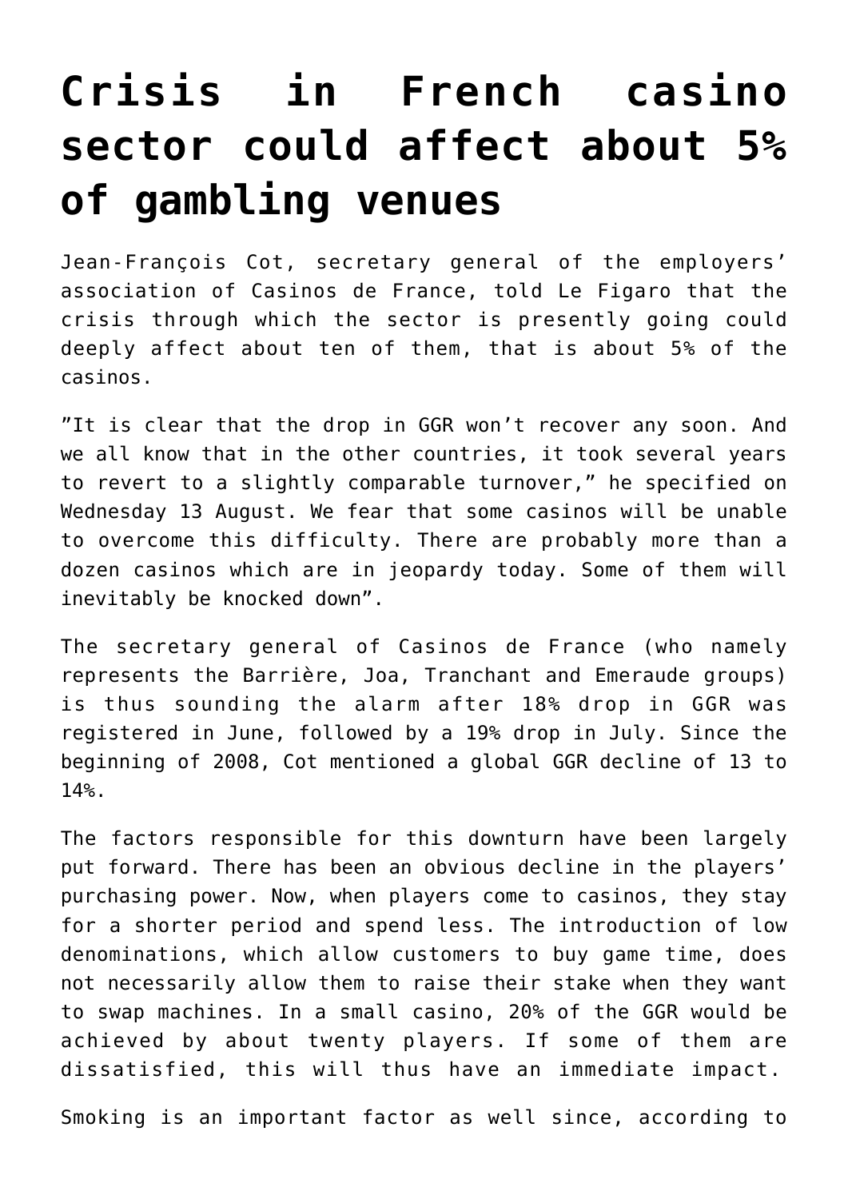# Crisis in French casino sector could affect about 5% of gambling venues

Jean-François Cot, secretary general of the employers' association of Casinos de France, told Le Figaro that the crisis through which the sector is presently going could deeply affect about ten of them, that is about 5% of the casinos.

"It is clear that the drop in GGR won't recover any soon. And we all know that in the other countries, it took several years to revert to a slightly comparable turnover," he specified on Wednesday 13 August. We fear that some casinos will be unable to overcome this difficulty. There are probably more than a dozen casinos which are in jeopardy today. Some of them will inevitably be knocked down".

The secretary general of Casinos de France (who namely represents the Barrière, Joa, Tranchant and Emeraude groups) is thus sounding the alarm after 18% drop in GGR was registered in June, followed by a 19% drop in July. Since the beginning of 2008, Cot mentioned a global GGR decline of 13 to 14%.

The factors responsible for this downturn have been largely put forward. There has been an obvious decline in the players' purchasing power. Now, when players come to casinos, they stay for a shorter period and spend less. The introduction of low denominations, which allow customers to buy game time, does not necessarily allow them to raise their stake when they want to swap machines. In a small casino, 20% of the GGR would be achieved by about twenty players. If some of them are dissatisfied, this will thus have an immediate impact.

Smoking is an important factor as well since, according to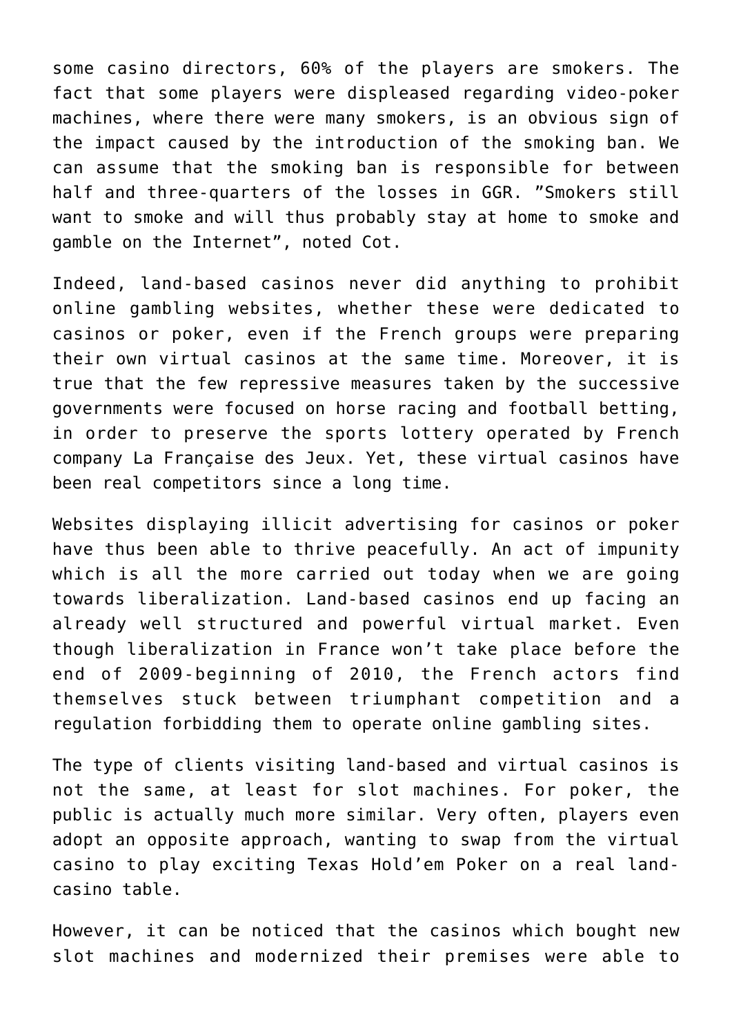some casino directors, 60% of the players are smokers. The fact that some players were displeased regarding video-poker machines, where there were many smokers, is an obvious sign of the impact caused by the introduction of the smoking ban. We can assume that the smoking ban is responsible for between half and three-quarters of the losses in GGR. ”Smokers still want to smoke and will thus probably stay at home to smoke and gamble on the Internet”, noted Cot.

Indeed, land-based casinos never did anything to prohibit online gambling websites, whether these were dedicated to casinos or poker, even if the French groups were preparing their own virtual casinos at the same time. Moreover, it is true that the few repressive measures taken by the successive governments were focused on horse racing and football betting, in order to preserve the sports lottery operated by French company La Française des Jeux. Yet, these virtual casinos have been real competitors since a long time.

Websites displaying illicit advertising for casinos or poker have thus been able to thrive peacefully. An act of impunity which is all the more carried out today when we are going towards liberalization. Land-based casinos end up facing an already well structured and powerful virtual market. Even though liberalization in France won’t take place before the end of 2009-beginning of 2010, the French actors find themselves stuck between triumphant competition and a regulation forbidding them to operate online gambling sites.

The type of clients visiting land-based and virtual casinos is not the same, at least for slot machines. For poker, the public is actually much more similar. Very often, players even adopt an opposite approach, wanting to swap from the virtual casino to play exciting Texas Hold’em Poker on a real land-casino table.

However, it can be noticed that the casinos which bought new slot machines and modernized their premises were able to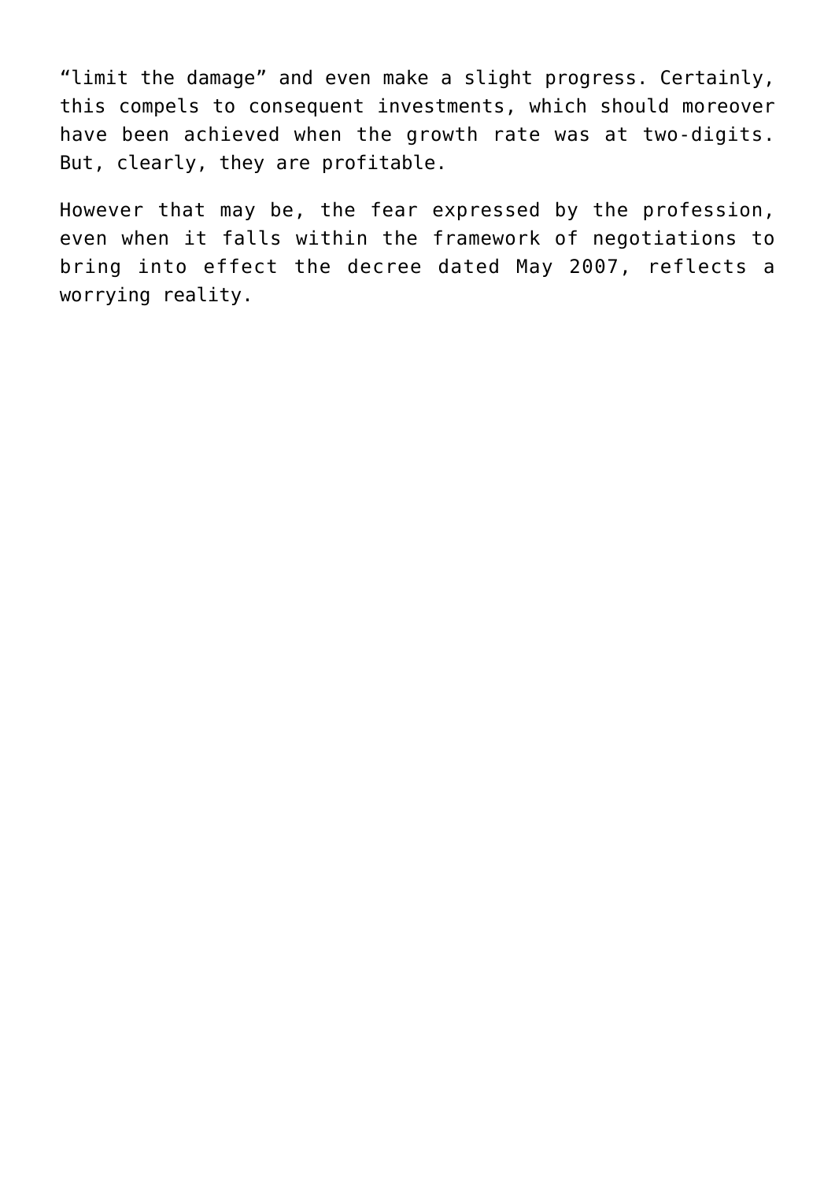“limit the damage” and even make a slight progress. Certainly, this compels to consequent investments, which should moreover have been achieved when the growth rate was at two-digits. But, clearly, they are profitable.

However that may be, the fear expressed by the profession, even when it falls within the framework of negotiations to bring into effect the decree dated May 2007, reflects a worrying reality.